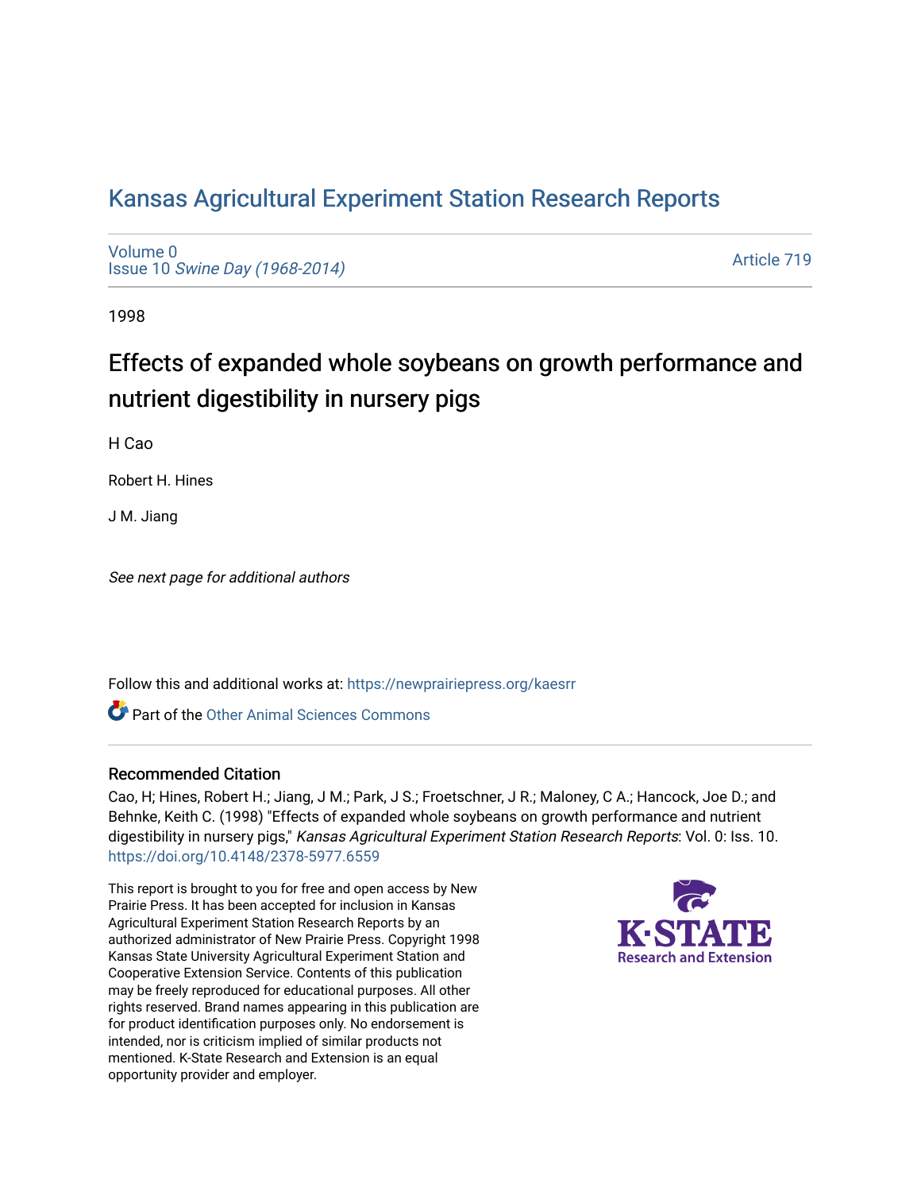# Kansas Agricultural Experiment Station Research Reports

Volume 0
Issue 10 *Swine Day (1968-2014)*

Article 719

1998

## Effects of expanded whole soybeans on growth performance and nutrient digestibility in nursery pigs

H Cao

Robert H. Hines

J M. Jiang

*See next page for additional authors*

Follow this and additional works at: https://newprairiepress.org/kaesrr

Part of the Other Animal Sciences Commons

### Recommended Citation

Cao, H; Hines, Robert H.; Jiang, J M.; Park, J S.; Froetschner, J R.; Maloney, C A.; Hancock, Joe D.; and Behnke, Keith C. (1998) "Effects of expanded whole soybeans on growth performance and nutrient digestibility in nursery pigs," *Kansas Agricultural Experiment Station Research Reports*: Vol. 0: Iss. 10. https://doi.org/10.4148/2378-5977.6559

This report is brought to you for free and open access by New Prairie Press. It has been accepted for inclusion in Kansas Agricultural Experiment Station Research Reports by an authorized administrator of New Prairie Press. Copyright 1998 Kansas State University Agricultural Experiment Station and Cooperative Extension Service. Contents of this publication may be freely reproduced for educational purposes. All other rights reserved. Brand names appearing in this publication are for product identification purposes only. No endorsement is intended, nor is criticism implied of similar products not mentioned. K-State Research and Extension is an equal opportunity provider and employer.

K-STATE Research and Extension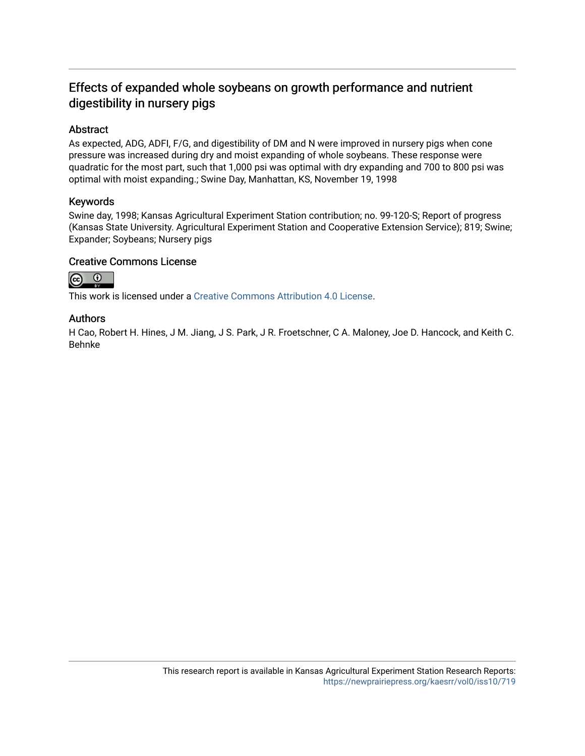# Effects of expanded whole soybeans on growth performance and nutrient digestibility in nursery pigs

## Abstract

As expected, ADG, ADFI, F/G, and digestibility of DM and N were improved in nursery pigs when cone pressure was increased during dry and moist expanding of whole soybeans. These response were quadratic for the most part, such that 1,000 psi was optimal with dry expanding and 700 to 800 psi was optimal with moist expanding.; Swine Day, Manhattan, KS, November 19, 1998

## Keywords

Swine day, 1998; Kansas Agricultural Experiment Station contribution; no. 99-120-S; Report of progress (Kansas State University. Agricultural Experiment Station and Cooperative Extension Service); 819; Swine; Expander; Soybeans; Nursery pigs

## Creative Commons License

This work is licensed under a Creative Commons Attribution 4.0 License.

## Authors

H Cao, Robert H. Hines, J M. Jiang, J S. Park, J R. Froetschner, C A. Maloney, Joe D. Hancock, and Keith C. Behnke

This research report is available in Kansas Agricultural Experiment Station Research Reports: https://newprairiepress.org/kaesrr/vol0/iss10/719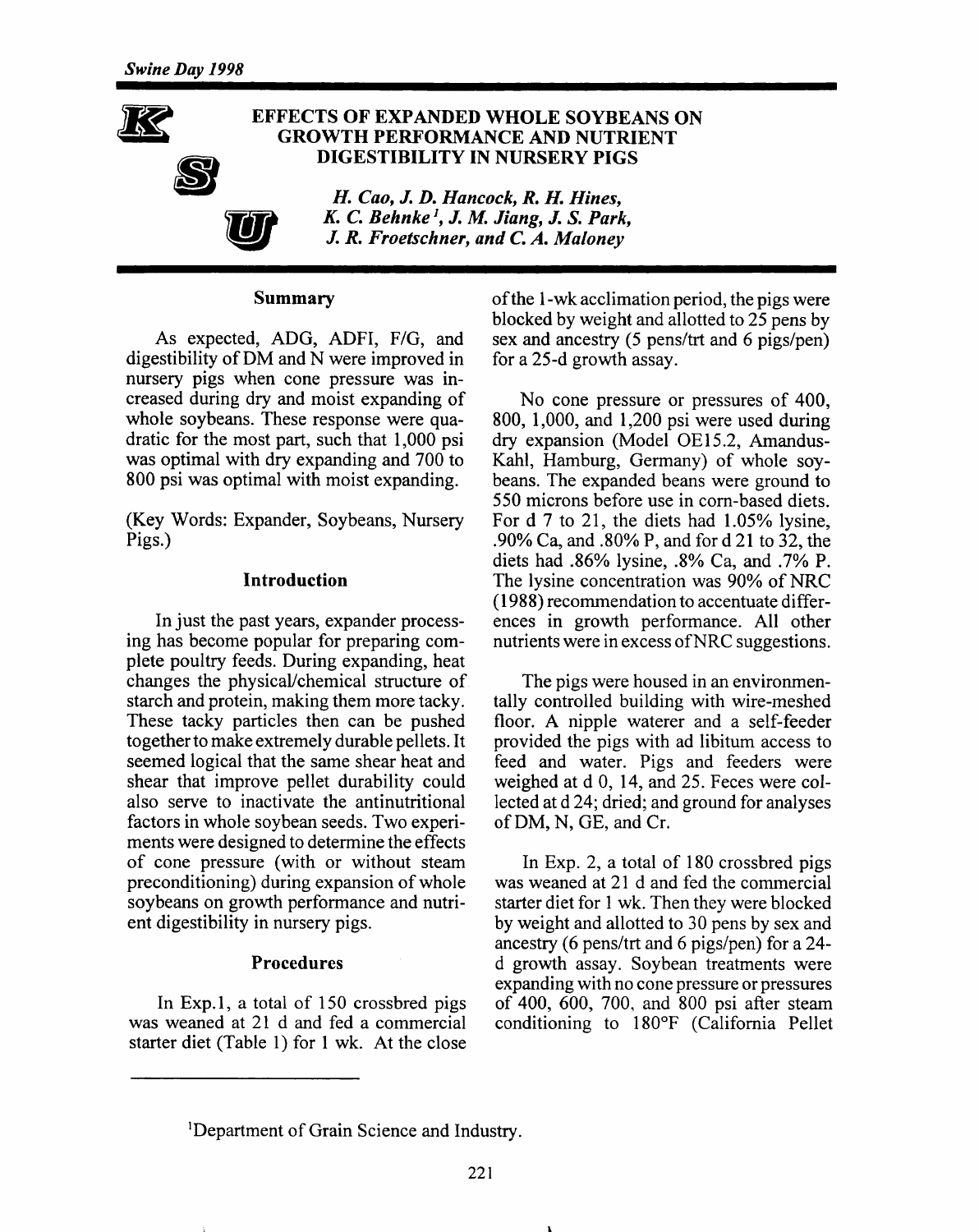# EFFECTS OF EXPANDED WHOLE SOYBEANS ON GROWTH PERFORMANCE AND NUTRIENT DIGESTIBILITY IN NURSERY PIGS

*H. Cao, J. D. Hancock, R. H. Hines, K. C. Behnke[1], J. M. Jiang, J. S. Park, J. R. Froetschner, and C. A. Maloney*

## Summary

As expected, ADG, ADFI, F/G, and digestibility of DM and N were improved in nursery pigs when cone pressure was increased during dry and moist expanding of whole soybeans. These response were quadratic for the most part, such that 1,000 psi was optimal with dry expanding and 700 to 800 psi was optimal with moist expanding.

(Key Words: Expander, Soybeans, Nursery Pigs.)

## Introduction

In just the past years, expander processing has become popular for preparing complete poultry feeds. During expanding, heat changes the physical/chemical structure of starch and protein, making them more tacky. These tacky particles then can be pushed together to make extremely durable pellets. It seemed logical that the same shear heat and shear that improve pellet durability could also serve to inactivate the antinutritional factors in whole soybean seeds. Two experiments were designed to determine the effects of cone pressure (with or without steam preconditioning) during expansion of whole soybeans on growth performance and nutrient digestibility in nursery pigs.

## Procedures

In Exp.1, a total of 150 crossbred pigs was weaned at 21 d and fed a commercial starter diet (Table 1) for 1 wk. At the close of the 1-wk acclimation period, the pigs were blocked by weight and allotted to 25 pens by sex and ancestry (5 pens/trt and 6 pigs/pen) for a 25-d growth assay.

No cone pressure or pressures of 400, 800, 1,000, and 1,200 psi were used during dry expansion (Model OE15.2, Amandus-Kahl, Hamburg, Germany) of whole soybeans. The expanded beans were ground to 550 microns before use in corn-based diets. For d 7 to 21, the diets had 1.05% lysine, .90% Ca, and .80% P, and for d 21 to 32, the diets had .86% lysine, .8% Ca, and .7% P. The lysine concentration was 90% of NRC (1988) recommendation to accentuate differences in growth performance. All other nutrients were in excess of NRC suggestions.

The pigs were housed in an environmentally controlled building with wire-meshed floor. A nipple waterer and a self-feeder provided the pigs with ad libitum access to feed and water. Pigs and feeders were weighed at d 0, 14, and 25. Feces were collected at d 24; dried; and ground for analyses of DM, N, GE, and Cr.

In Exp. 2, a total of 180 crossbred pigs was weaned at 21 d and fed the commercial starter diet for 1 wk. Then they were blocked by weight and allotted to 30 pens by sex and ancestry (6 pens/trt and 6 pigs/pen) for a 24-d growth assay. Soybean treatments were expanding with no cone pressure or pressures of 400, 600, 700, and 800 psi after steam conditioning to 180°F (California Pellet

[1]Department of Grain Science and Industry.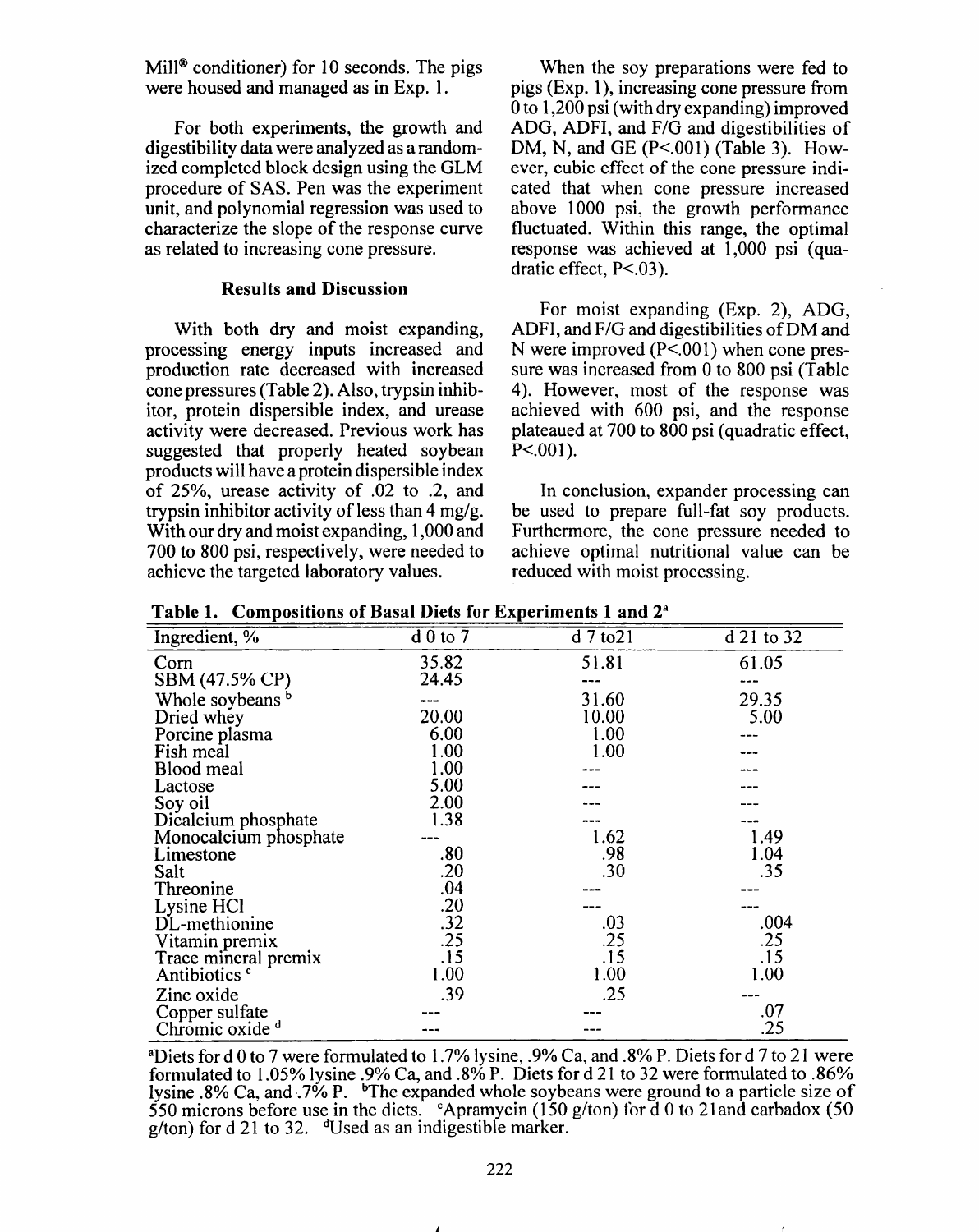Mill® conditioner) for 10 seconds. The pigs were housed and managed as in Exp. 1.

For both experiments, the growth and digestibility data were analyzed as a randomized completed block design using the GLM procedure of SAS. Pen was the experiment unit, and polynomial regression was used to characterize the slope of the response curve as related to increasing cone pressure.

## Results and Discussion

With both dry and moist expanding, processing energy inputs increased and production rate decreased with increased cone pressures (Table 2). Also, trypsin inhibitor, protein dispersible index, and urease activity were decreased. Previous work has suggested that properly heated soybean products will have a protein dispersible index of 25%, urease activity of .02 to .2, and trypsin inhibitor activity of less than 4 mg/g. With our dry and moist expanding, 1,000 and 700 to 800 psi, respectively, were needed to achieve the targeted laboratory values.

When the soy preparations were fed to pigs (Exp. 1), increasing cone pressure from 0 to 1,200 psi (with dry expanding) improved ADG, ADFI, and F/G and digestibilities of DM, N, and GE ($P<.001$) (Table 3). However, cubic effect of the cone pressure indicated that when cone pressure increased above 1000 psi, the growth performance fluctuated. Within this range, the optimal response was achieved at 1,000 psi (quadratic effect, $P<.03$).

For moist expanding (Exp. 2), ADG, ADFI, and F/G and digestibilities of DM and N were improved ($P<.001$) when cone pressure was increased from 0 to 800 psi (Table 4). However, most of the response was achieved with 600 psi, and the response plateaued at 700 to 800 psi (quadratic effect, $P<.001$).

In conclusion, expander processing can be used to prepare full-fat soy products. Furthermore, the cone pressure needed to achieve optimal nutritional value can be reduced with moist processing.

**Table 1. Compositions of Basal Diets for Experiments 1 and 2[a]**

| Ingredient, % | d 0 to 7 | d 7 to21 | d 21 to 32 |
|---|---|---|---|
| Corn | 35.82 | 51.81 | 61.05 |
| SBM (47.5% CP) | 24.45 | --- | --- |
| Whole soybeans [b] | --- | 31.60 | 29.35 |
| Dried whey | 20.00 | 10.00 | 5.00 |
| Porcine plasma | 6.00 | 1.00 | --- |
| Fish meal | 1.00 | 1.00 | --- |
| Blood meal | 1.00 | --- | --- |
| Lactose | 5.00 | --- | --- |
| Soy oil | 2.00 | --- | --- |
| Dicalcium phosphate | 1.38 | --- | --- |
| Monocalcium phosphate | --- | 1.62 | 1.49 |
| Limestone | .80 | .98 | 1.04 |
| Salt | .20 | .30 | .35 |
| Threonine | .04 | --- | --- |
| Lysine HCl | .20 | --- | --- |
| DL-methionine | .32 | .03 | .004 |
| Vitamin premix | .25 | .25 | .25 |
| Trace mineral premix | .15 | .15 | .15 |
| Antibiotics [c] | 1.00 | 1.00 | 1.00 |
| Zinc oxide | .39 | .25 | --- |
| Copper sulfate | --- | --- | .07 |
| Chromic oxide [d] | --- | --- | .25 |

[a]Diets for d 0 to 7 were formulated to 1.7% lysine, .9% Ca, and .8% P. Diets for d 7 to 21 were formulated to 1.05% lysine .9% Ca, and .8% P. Diets for d 21 to 32 were formulated to .86% lysine .8% Ca, and .7% P. [b]The expanded whole soybeans were ground to a particle size of 550 microns before use in the diets. [c]Apramycin (150 g/ton) for d 0 to 21and carbadox (50 g/ton) for d 21 to 32. [d]Used as an indigestible marker.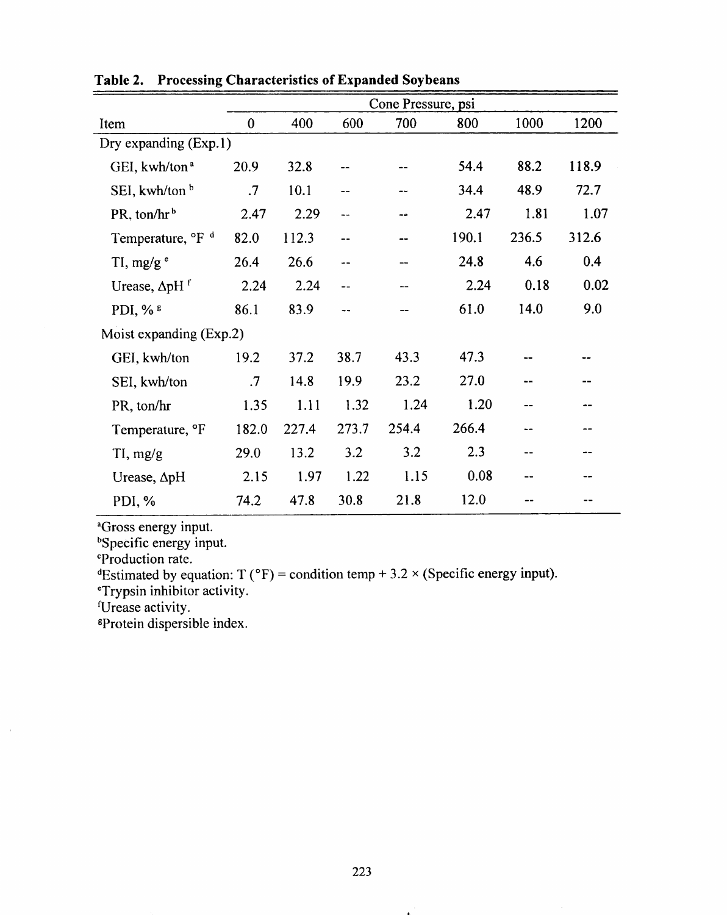**Table 2. Processing Characteristics of Expanded Soybeans**

| | Cone Pressure, psi | | | | | | |
|---|---|---|---|---|---|---|---|
| Item | 0 | 400 | 600 | 700 | 800 | 1000 | 1200 |
| Dry expanding (Exp.1) | | | | | | | |
| GEI, kwh/ton [a] | 20.9 | 32.8 | -- | -- | 54.4 | 88.2 | 118.9 |
| SEI, kwh/ton [b] | .7 | 10.1 | -- | -- | 34.4 | 48.9 | 72.7 |
| PR, ton/hr [b] | 2.47 | 2.29 | -- | -- | 2.47 | 1.81 | 1.07 |
| Temperature, °F [d] | 82.0 | 112.3 | -- | -- | 190.1 | 236.5 | 312.6 |
| TI, mg/g [e] | 26.4 | 26.6 | -- | -- | 24.8 | 4.6 | 0.4 |
| Urease, ΔpH [f] | 2.24 | 2.24 | -- | -- | 2.24 | 0.18 | 0.02 |
| PDI, % [g] | 86.1 | 83.9 | -- | -- | 61.0 | 14.0 | 9.0 |
| Moist expanding (Exp.2) | | | | | | | |
| GEI, kwh/ton | 19.2 | 37.2 | 38.7 | 43.3 | 47.3 | -- | -- |
| SEI, kwh/ton | .7 | 14.8 | 19.9 | 23.2 | 27.0 | -- | -- |
| PR, ton/hr | 1.35 | 1.11 | 1.32 | 1.24 | 1.20 | -- | -- |
| Temperature, °F | 182.0 | 227.4 | 273.7 | 254.4 | 266.4 | -- | -- |
| TI, mg/g | 29.0 | 13.2 | 3.2 | 3.2 | 2.3 | -- | -- |
| Urease, ΔpH | 2.15 | 1.97 | 1.22 | 1.15 | 0.08 | -- | -- |
| PDI, % | 74.2 | 47.8 | 30.8 | 21.8 | 12.0 | -- | -- |

[a]Gross energy input.
[b]Specific energy input.
[c]Production rate.
[d]Estimated by equation: T (°F) = condition temp + 3.2 × (Specific energy input).
[e]Trypsin inhibitor activity.
[f]Urease activity.
[g]Protein dispersible index.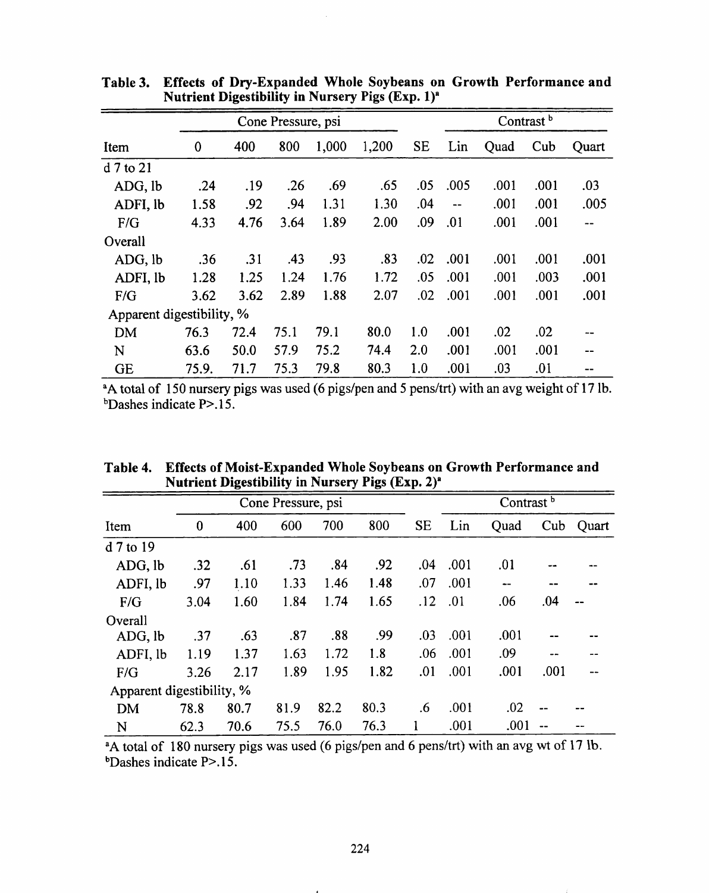**Table 3. Effects of Dry-Expanded Whole Soybeans on Growth Performance and Nutrient Digestibility in Nursery Pigs (Exp. 1)[a]**

| | Cone Pressure, psi | | | | | | Contrast [b] | | | |
|---|---|---|---|---|---|---|---|---|---|---|
| Item | 0 | 400 | 800 | 1,000 | 1,200 | SE | Lin | Quad | Cub | Quart |
| d 7 to 21 | | | | | | | | | | |
| ADG, lb | .24 | .19 | .26 | .69 | .65 | .05 | .005 | .001 | .001 | .03 |
| ADFI, lb | 1.58 | .92 | .94 | 1.31 | 1.30 | .04 | -- | .001 | .001 | .005 |
| F/G | 4.33 | 4.76 | 3.64 | 1.89 | 2.00 | .09 | .01 | .001 | .001 | -- |
| Overall | | | | | | | | | | |
| ADG, lb | .36 | .31 | .43 | .93 | .83 | .02 | .001 | .001 | .001 | .001 |
| ADFI, lb | 1.28 | 1.25 | 1.24 | 1.76 | 1.72 | .05 | .001 | .001 | .003 | .001 |
| F/G | 3.62 | 3.62 | 2.89 | 1.88 | 2.07 | .02 | .001 | .001 | .001 | .001 |
| Apparent digestibility, % | | | | | | | | | | |
| DM | 76.3 | 72.4 | 75.1 | 79.1 | 80.0 | 1.0 | .001 | .02 | .02 | -- |
| N | 63.6 | 50.0 | 57.9 | 75.2 | 74.4 | 2.0 | .001 | .001 | .001 | -- |
| GE | 75.9. | 71.7 | 75.3 | 79.8 | 80.3 | 1.0 | .001 | .03 | .01 | -- |

[a]A total of 150 nursery pigs was used (6 pigs/pen and 5 pens/trt) with an avg weight of 17 lb.
[b]Dashes indicate P>.15.

**Table 4. Effects of Moist-Expanded Whole Soybeans on Growth Performance and Nutrient Digestibility in Nursery Pigs (Exp. 2)[a]**

| | Cone Pressure, psi | | | | | | Contrast [b] | | | |
|---|---|---|---|---|---|---|---|---|---|---|
| Item | 0 | 400 | 600 | 700 | 800 | SE | Lin | Quad | Cub | Quart |
| d 7 to 19 | | | | | | | | | | |
| ADG, lb | .32 | .61 | .73 | .84 | .92 | .04 | .001 | .01 | -- | -- |
| ADFI, lb | .97 | 1.10 | 1.33 | 1.46 | 1.48 | .07 | .001 | -- | -- | -- |
| F/G | 3.04 | 1.60 | 1.84 | 1.74 | 1.65 | .12 | .01 | .06 | .04 | -- |
| Overall | | | | | | | | | | |
| ADG, lb | .37 | .63 | .87 | .88 | .99 | .03 | .001 | .001 | -- | -- |
| ADFI, lb | 1.19 | 1.37 | 1.63 | 1.72 | 1.8 | .06 | .001 | .09 | -- | -- |
| F/G | 3.26 | 2.17 | 1.89 | 1.95 | 1.82 | .01 | .001 | .001 | .001 | -- |
| Apparent digestibility, % | | | | | | | | | | |
| DM | 78.8 | 80.7 | 81.9 | 82.2 | 80.3 | .6 | .001 | .02 | -- | -- |
| N | 62.3 | 70.6 | 75.5 | 76.0 | 76.3 | 1 | .001 | .001 | -- | -- |

[a]A total of 180 nursery pigs was used (6 pigs/pen and 6 pens/trt) with an avg wt of 17 lb.
[b]Dashes indicate P>.15.